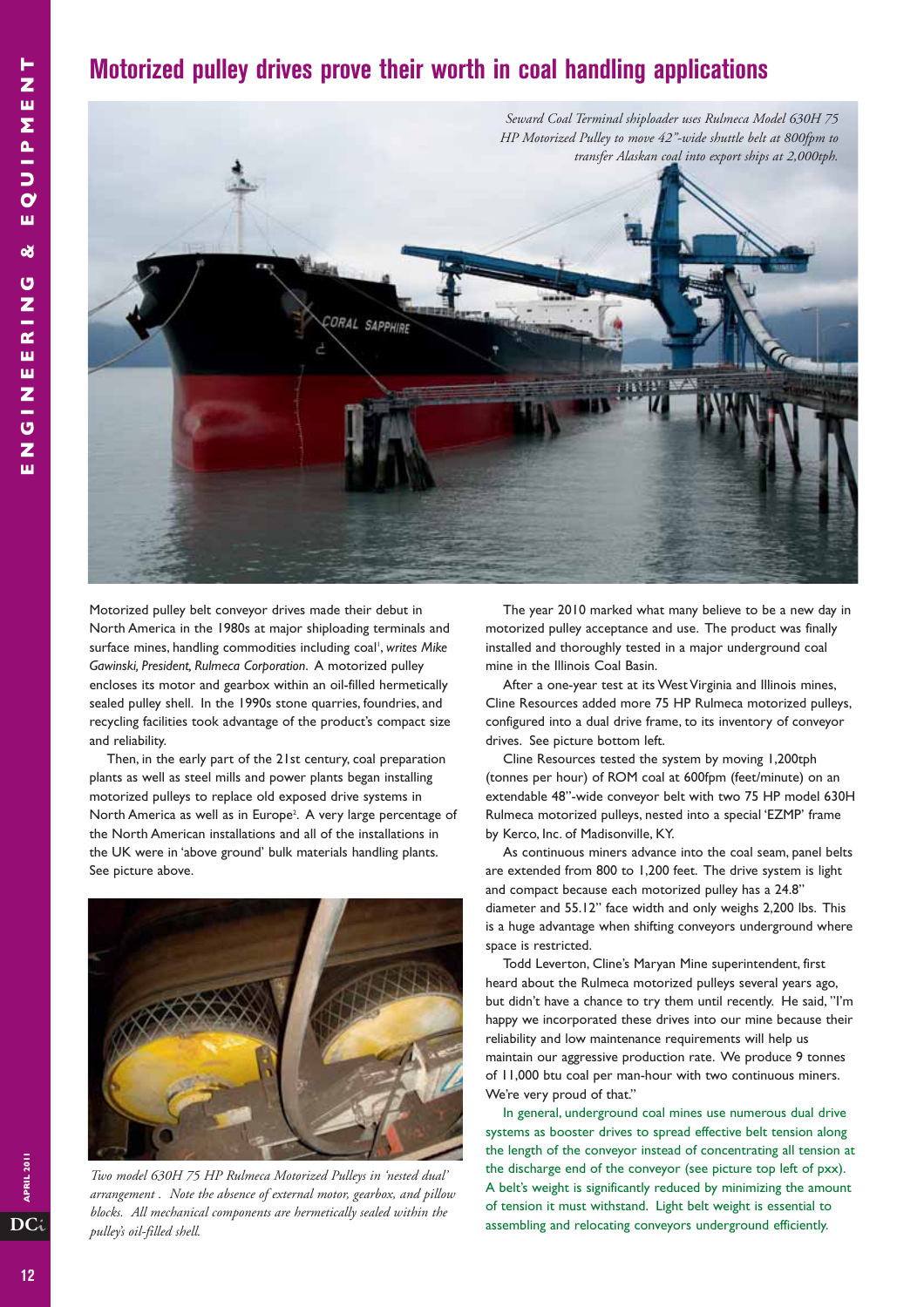# Motorized pulley drives prove their worth in coal handling applications

*Seward Coal Terminal shiploader uses Rulmeca Model 630H 75 HP Motorized Pulley to move 42"-wide shuttle belt at 800fpm to transfer Alaskan coal into export ships at 2,000tph.*

Motorized pulley belt conveyor drives made their debut in North America in the 1980s at major shiploading terminals and surface mines, handling commodities including coal[1], *writes Mike Gawinski, President, Rulmeca Corporation*. A motorized pulley encloses its motor and gearbox within an oil-filled hermetically sealed pulley shell. In the 1990s stone quarries, foundries, and recycling facilities took advantage of the product's compact size and reliability.

Then, in the early part of the 21st century, coal preparation plants as well as steel mills and power plants began installing motorized pulleys to replace old exposed drive systems in North America as well as in Europe[2]. A very large percentage of the North American installations and all of the installations in the UK were in 'above ground' bulk materials handling plants. See picture above.

*Two model 630H 75 HP Rulmeca Motorized Pulleys in 'nested dual' arrangement . Note the absence of external motor, gearbox, and pillow blocks. All mechanical components are hermetically sealed within the pulley's oil-filled shell.*

The year 2010 marked what many believe to be a new day in motorized pulley acceptance and use. The product was finally installed and thoroughly tested in a major underground coal mine in the Illinois Coal Basin.

After a one-year test at its West Virginia and Illinois mines, Cline Resources added more 75 HP Rulmeca motorized pulleys, configured into a dual drive frame, to its inventory of conveyor drives. See picture bottom left.

Cline Resources tested the system by moving 1,200tph (tonnes per hour) of ROM coal at 600fpm (feet/minute) on an extendable 48"-wide conveyor belt with two 75 HP model 630H Rulmeca motorized pulleys, nested into a special 'EZMP' frame by Kerco, Inc. of Madisonville, KY.

As continuous miners advance into the coal seam, panel belts are extended from 800 to 1,200 feet. The drive system is light and compact because each motorized pulley has a 24.8" diameter and 55.12" face width and only weighs 2,200 lbs. This is a huge advantage when shifting conveyors underground where space is restricted.

Todd Leverton, Cline's Maryan Mine superintendent, first heard about the Rulmeca motorized pulleys several years ago, but didn't have a chance to try them until recently. He said, "I'm happy we incorporated these drives into our mine because their reliability and low maintenance requirements will help us maintain our aggressive production rate. We produce 9 tonnes of 11,000 btu coal per man-hour with two continuous miners. We're very proud of that."

In general, underground coal mines use numerous dual drive systems as booster drives to spread effective belt tension along the length of the conveyor instead of concentrating all tension at the discharge end of the conveyor (see picture top left of pxx). A belt's weight is significantly reduced by minimizing the amount of tension it must withstand. Light belt weight is essential to assembling and relocating conveyors underground efficiently.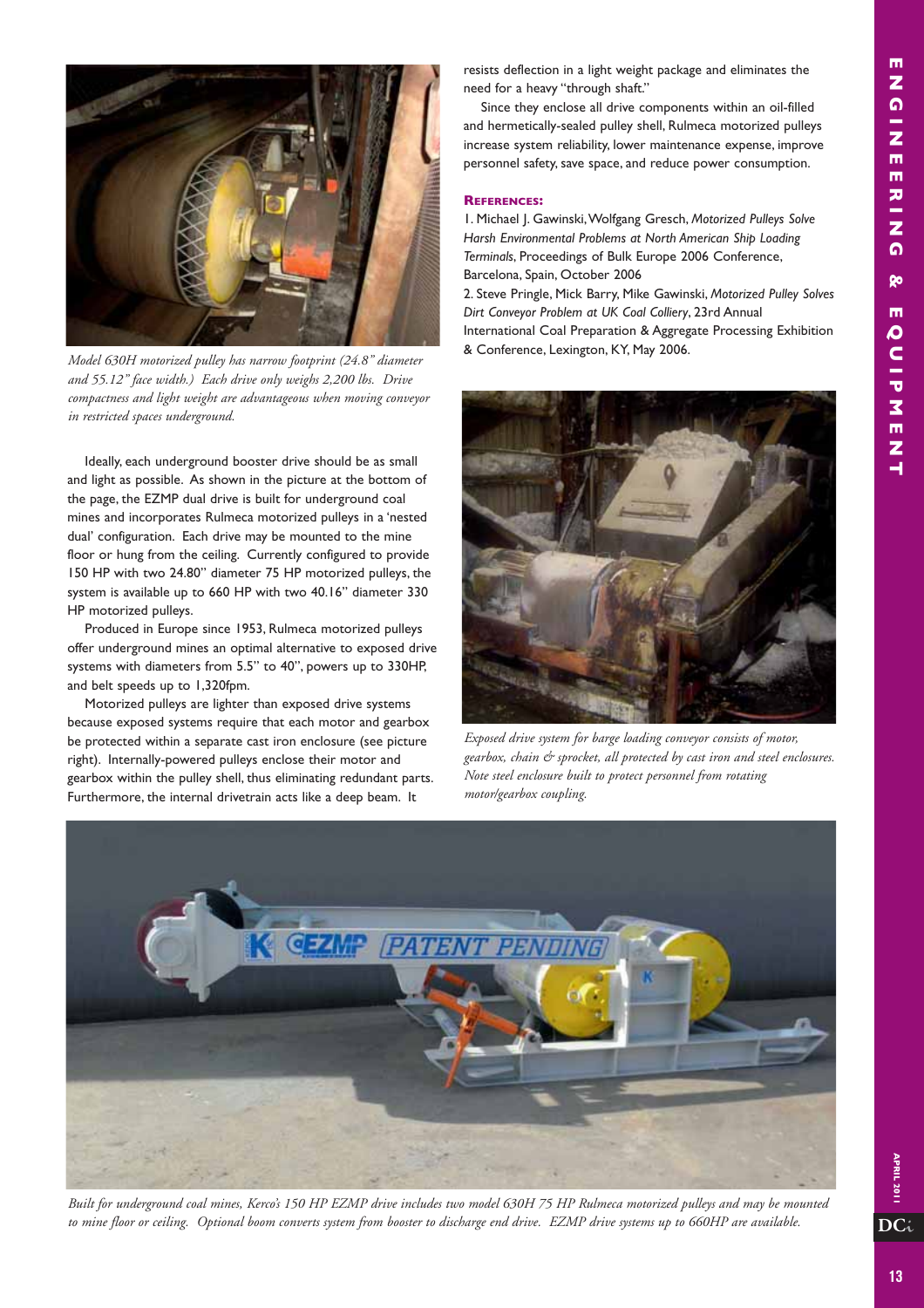*Model 630H motorized pulley has narrow footprint (24.8" diameter and 55.12" face width.) Each drive only weighs 2,200 lbs. Drive compactness and light weight are advantageous when moving conveyor in restricted spaces underground.*

Ideally, each underground booster drive should be as small and light as possible. As shown in the picture at the bottom of the page, the EZMP dual drive is built for underground coal mines and incorporates Rulmeca motorized pulleys in a 'nested dual' configuration. Each drive may be mounted to the mine floor or hung from the ceiling. Currently configured to provide 150 HP with two 24.80" diameter 75 HP motorized pulleys, the system is available up to 660 HP with two 40.16" diameter 330 HP motorized pulleys.

Produced in Europe since 1953, Rulmeca motorized pulleys offer underground mines an optimal alternative to exposed drive systems with diameters from 5.5" to 40", powers up to 330HP, and belt speeds up to 1,320fpm.

Motorized pulleys are lighter than exposed drive systems because exposed systems require that each motor and gearbox be protected within a separate cast iron enclosure (see picture right). Internally-powered pulleys enclose their motor and gearbox within the pulley shell, thus eliminating redundant parts. Furthermore, the internal drivetrain acts like a deep beam. It resists deflection in a light weight package and eliminates the need for a heavy "through shaft."

Since they enclose all drive components within an oil-filled and hermetically-sealed pulley shell, Rulmeca motorized pulleys increase system reliability, lower maintenance expense, improve personnel safety, save space, and reduce power consumption.

### References:

1. Michael J. Gawinski, Wolfgang Gresch, *Motorized Pulleys Solve Harsh Environmental Problems at North American Ship Loading Terminals*, Proceedings of Bulk Europe 2006 Conference, Barcelona, Spain, October 2006
2. Steve Pringle, Mick Barry, Mike Gawinski, *Motorized Pulley Solves Dirt Conveyor Problem at UK Coal Colliery*, 23rd Annual International Coal Preparation & Aggregate Processing Exhibition & Conference, Lexington, KY, May 2006.

*Exposed drive system for barge loading conveyor consists of motor, gearbox, chain & sprocket, all protected by cast iron and steel enclosures. Note steel enclosure built to protect personnel from rotating motor/gearbox coupling.*

*Built for underground coal mines, Kerco's 150 HP EZMP drive includes two model 630H 75 HP Rulmeca motorized pulleys and may be mounted to mine floor or ceiling. Optional boom converts system from booster to discharge end drive. EZMP drive systems up to 660HP are available.*